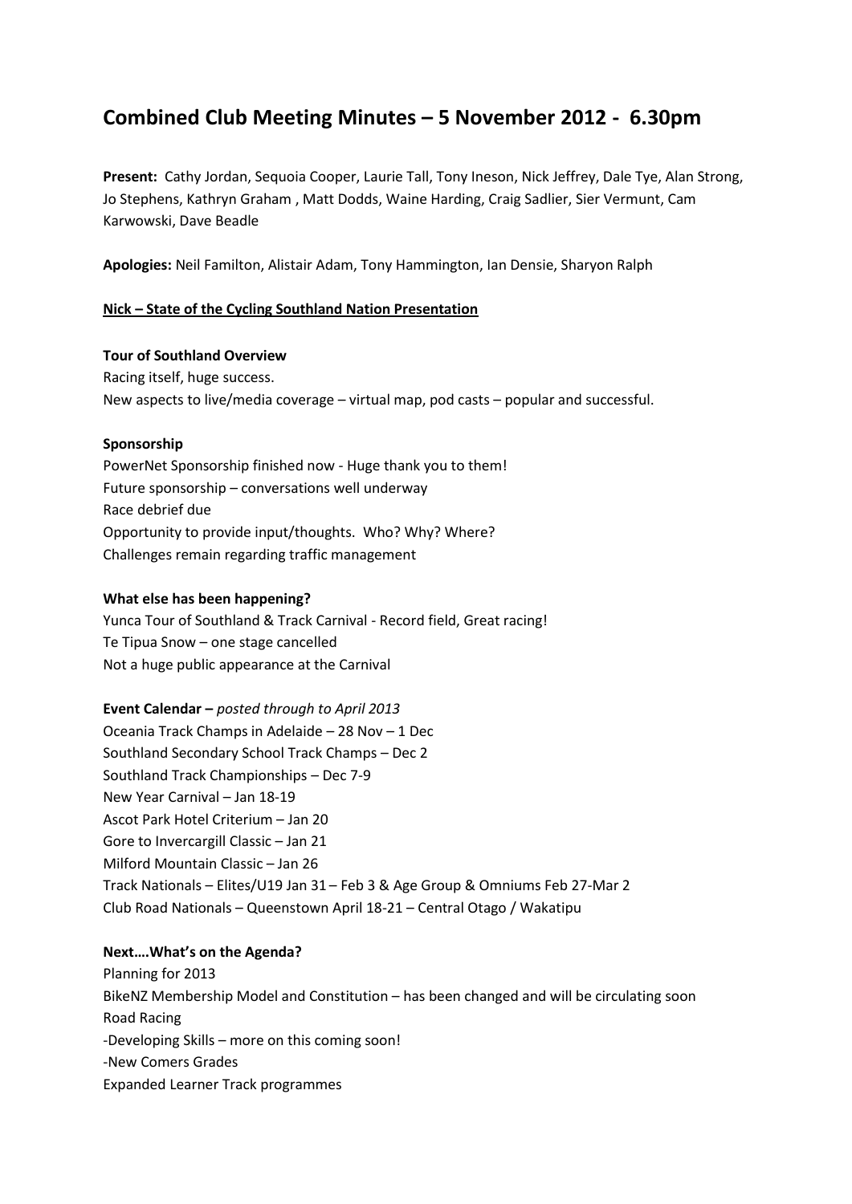# Combined Club Meeting Minutes – 5 November 2012 - 6.30pm

**Present:** Cathy Jordan, Sequoia Cooper, Laurie Tall, Tony Ineson, Nick Jeffrey, Dale Tye, Alan Strong, Jo Stephens, Kathryn Graham , Matt Dodds, Waine Harding, Craig Sadlier, Sier Vermunt, Cam Karwowski, Dave Beadle

**Apologies:** Neil Familton, Alistair Adam, Tony Hammington, Ian Densie, Sharyon Ralph

**Nick – State of the Cycling Southland Nation Presentation**

**Tour of Southland Overview**

Racing itself, huge success.
New aspects to live/media coverage – virtual map, pod casts – popular and successful.

**Sponsorship**

PowerNet Sponsorship finished now - Huge thank you to them!
Future sponsorship – conversations well underway
Race debrief due
Opportunity to provide input/thoughts. Who? Why? Where?
Challenges remain regarding traffic management

**What else has been happening?**

Yunca Tour of Southland & Track Carnival - Record field, Great racing!
Te Tipua Snow – one stage cancelled
Not a huge public appearance at the Carnival

**Event Calendar –** *posted through to April 2013*

Oceania Track Champs in Adelaide – 28 Nov – 1 Dec
Southland Secondary School Track Champs – Dec 2
Southland Track Championships – Dec 7-9
New Year Carnival – Jan 18-19
Ascot Park Hotel Criterium – Jan 20
Gore to Invercargill Classic – Jan 21
Milford Mountain Classic – Jan 26
Track Nationals – Elites/U19 Jan 31 – Feb 3 & Age Group & Omniums Feb 27-Mar 2
Club Road Nationals – Queenstown April 18-21 – Central Otago / Wakatipu

**Next….What's on the Agenda?**

Planning for 2013
BikeNZ Membership Model and Constitution – has been changed and will be circulating soon
Road Racing
-Developing Skills – more on this coming soon!
-New Comers Grades
Expanded Learner Track programmes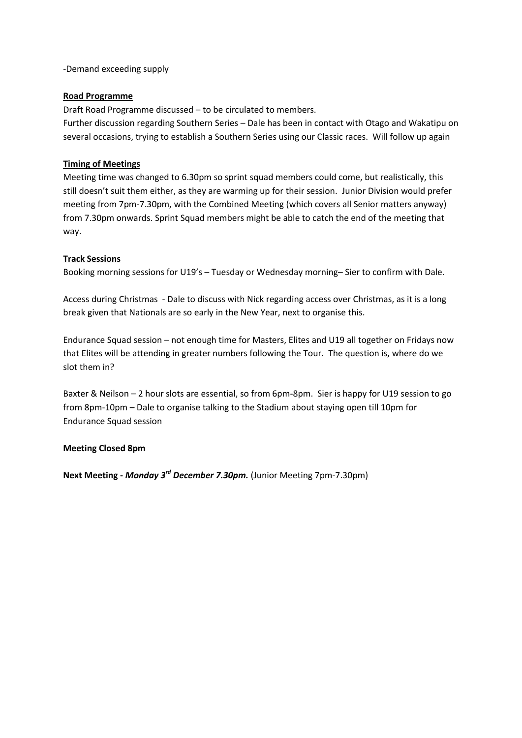-Demand exceeding supply

**Road Programme**

Draft Road Programme discussed – to be circulated to members.
Further discussion regarding Southern Series – Dale has been in contact with Otago and Wakatipu on several occasions, trying to establish a Southern Series using our Classic races. Will follow up again

**Timing of Meetings**

Meeting time was changed to 6.30pm so sprint squad members could come, but realistically, this still doesn't suit them either, as they are warming up for their session. Junior Division would prefer meeting from 7pm-7.30pm, with the Combined Meeting (which covers all Senior matters anyway) from 7.30pm onwards. Sprint Squad members might be able to catch the end of the meeting that way.

**Track Sessions**

Booking morning sessions for U19's – Tuesday or Wednesday morning– Sier to confirm with Dale.

Access during Christmas - Dale to discuss with Nick regarding access over Christmas, as it is a long break given that Nationals are so early in the New Year, next to organise this.

Endurance Squad session – not enough time for Masters, Elites and U19 all together on Fridays now that Elites will be attending in greater numbers following the Tour. The question is, where do we slot them in?

Baxter & Neilson – 2 hour slots are essential, so from 6pm-8pm. Sier is happy for U19 session to go from 8pm-10pm – Dale to organise talking to the Stadium about staying open till 10pm for Endurance Squad session

**Meeting Closed 8pm**

**Next Meeting -** ***Monday 3rd December 7.30pm.*** (Junior Meeting 7pm-7.30pm)